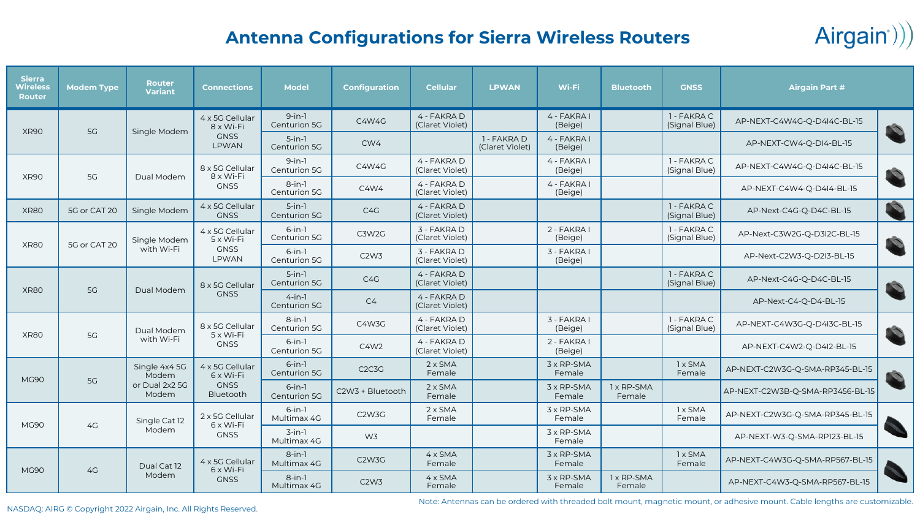# Antenna Configurations for Sierra Wireless Routers

| Sierra Wireless Router | Modem Type | Router Variant | Connections | Model | Configuration | Cellular | LPWAN | Wi-Fi | Bluetooth | GNSS | Airgain Part # |
|---|---|---|---|---|---|---|---|---|---|---|---|
| XR90 | 5G | Single Modem | 4 x 5G Cellular 8 x Wi-Fi GNSS LPWAN | 9-in-1 Centurion 5G | C4W4G | 4 - FAKRA D (Claret Violet) | | 4 - FAKRA I (Beige) | | 1 - FAKRA C (Signal Blue) | AP-NEXT-C4W4G-Q-D4I4C-BL-15 |
| | | | | 5-in-1 Centurion 5G | CW4 | | 1 - FAKRA D (Claret Violet) | 4 - FAKRA I (Beige) | | | AP-NEXT-CW4-Q-DI4-BL-15 |
| XR90 | 5G | Dual Modem | 8 x 5G Cellular 8 x Wi-Fi GNSS | 9-in-1 Centurion 5G | C4W4G | 4 - FAKRA D (Claret Violet) | | 4 - FAKRA I (Beige) | | 1 - FAKRA C (Signal Blue) | AP-NEXT-C4W4G-Q-D4I4C-BL-15 |
| | | | | 8-in-1 Centurion 5G | C4W4 | 4 - FAKRA D (Claret Violet) | | 4 - FAKRA I (Beige) | | | AP-NEXT-C4W4-Q-D4I4-BL-15 |
| XR80 | 5G or CAT 20 | Single Modem | 4 x 5G Cellular GNSS | 5-in-1 Centurion 5G | C4G | 4 - FAKRA D (Claret Violet) | | | | 1 - FAKRA C (Signal Blue) | AP-Next-C4G-Q-D4C-BL-15 |
| XR80 | 5G or CAT 20 | Single Modem with Wi-Fi | 4 x 5G Cellular 5 x Wi-Fi GNSS LPWAN | 6-in-1 Centurion 5G | C3W2G | 3 - FAKRA D (Claret Violet) | | 2 - FAKRA I (Beige) | | 1 - FAKRA C (Signal Blue) | AP-Next-C3W2G-Q-D3I2C-BL-15 |
| | | | | 6-in-1 Centurion 5G | C2W3 | 3 - FAKRA D (Claret Violet) | | 3 - FAKRA I (Beige) | | | AP-Next-C2W3-Q-D2I3-BL-15 |
| XR80 | 5G | Dual Modem | 8 x 5G Cellular GNSS | 5-in-1 Centurion 5G | C4G | 4 - FAKRA D (Claret Violet) | | | | 1 - FAKRA C (Signal Blue) | AP-Next-C4G-Q-D4C-BL-15 |
| | | | | 4-in-1 Centurion 5G | C4 | 4 - FAKRA D (Claret Violet) | | | | | AP-Next-C4-Q-D4-BL-15 |
| XR80 | 5G | Dual Modem with Wi-Fi | 8 x 5G Cellular 5 x Wi-Fi GNSS | 8-in-1 Centurion 5G | C4W3G | 4 - FAKRA D (Claret Violet) | | 3 - FAKRA I (Beige) | | 1 - FAKRA C (Signal Blue) | AP-NEXT-C4W3G-Q-D4I3C-BL-15 |
| | | | | 6-in-1 Centurion 5G | C4W2 | 4 - FAKRA D (Claret Violet) | | 2 - FAKRA I (Beige) | | | AP-NEXT-C4W2-Q-D4I2-BL-15 |
| MG90 | 5G | Single 4x4 5G Modem or Dual 2x2 5G Modem | 4 x 5G Cellular 6 x Wi-Fi GNSS Bluetooth | 6-in-1 Centurion 5G | C2C3G | 2 x SMA Female | | 3 x RP-SMA Female | | 1 x SMA Female | AP-NEXT-C2W3G-Q-SMA-RP345-BL-15 |
| | | | | 6-in-1 Centurion 5G | C2W3 + Bluetooth | 2 x SMA Female | | 3 x RP-SMA Female | 1 x RP-SMA Female | | AP-NEXT-C2W3B-Q-SMA-RP3456-BL-15 |
| MG90 | 4G | Single Cat 12 Modem | 2 x 5G Cellular 6 x Wi-Fi GNSS | 6-in-1 Multimax 4G | C2W3G | 2 x SMA Female | | 3 x RP-SMA Female | | 1 x SMA Female | AP-NEXT-C2W3G-Q-SMA-RP345-BL-15 |
| | | | | 3-in-1 Multimax 4G | W3 | | | 3 x RP-SMA Female | | | AP-NEXT-W3-Q-SMA-RP123-BL-15 |
| MG90 | 4G | Dual Cat 12 Modem | 4 x 5G Cellular 6 x Wi-Fi GNSS | 8-in-1 Multimax 4G | C2W3G | 4 x SMA Female | | 3 x RP-SMA Female | | 1 x SMA Female | AP-NEXT-C4W3G-Q-SMA-RP567-BL-15 |
| | | | | 8-in-1 Multimax 4G | C2W3 | 4 x SMA Female | | 3 x RP-SMA Female | 1 x RP-SMA Female | | AP-NEXT-C4W3-Q-SMA-RP567-BL-15 |

Note: Antennas can be ordered with threaded bolt mount, magnetic mount, or adhesive mount. Cable lengths are customizable.

NASDAQ: AIRG © Copyright 2022 Airgain, Inc. All Rights Reserved.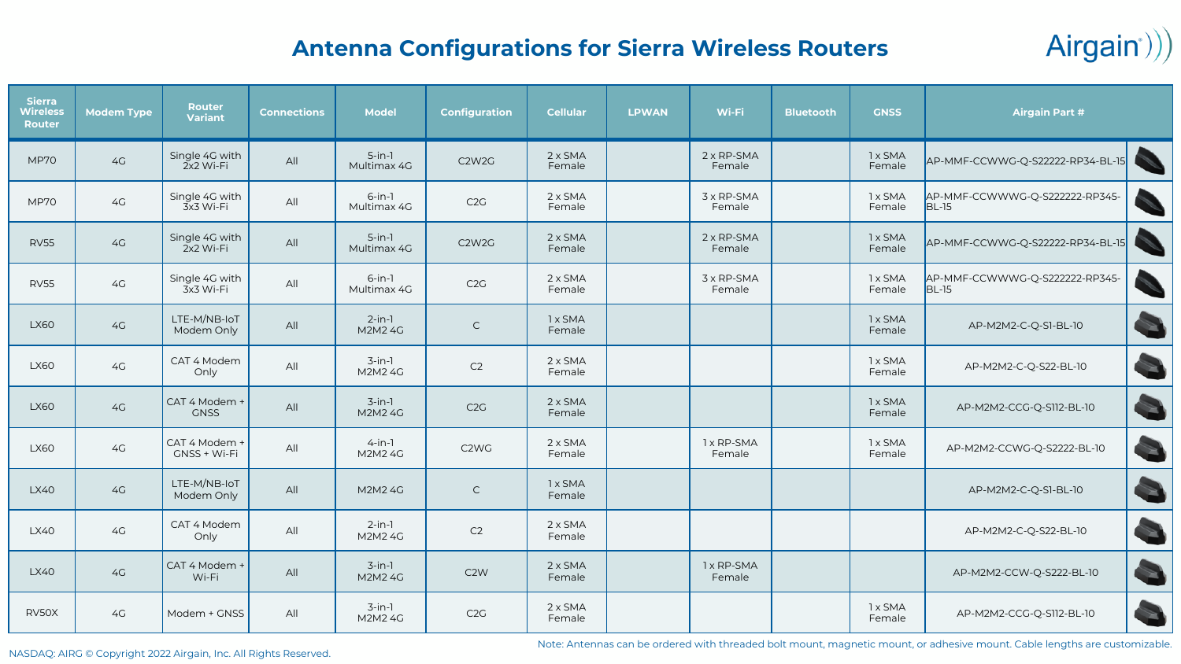# Antenna Configurations for Sierra Wireless Routers

| Sierra Wireless Router | Modem Type | Router Variant | Connections | Model | Configuration | Cellular | LPWAN | Wi-Fi | Bluetooth | GNSS | Airgain Part # |
|---|---|---|---|---|---|---|---|---|---|---|---|
| MP70 | 4G | Single 4G with 2x2 Wi-Fi | All | 5-in-1 Multimax 4G | C2W2G | 2 x SMA Female | | 2 x RP-SMA Female | | 1 x SMA Female | AP-MMF-CCWWG-Q-S22222-RP34-BL-15 |
| MP70 | 4G | Single 4G with 3x3 Wi-Fi | All | 6-in-1 Multimax 4G | C2G | 2 x SMA Female | | 3 x RP-SMA Female | | 1 x SMA Female | AP-MMF-CCWWWG-Q-S222222-RP345-BL-15 |
| RV55 | 4G | Single 4G with 2x2 Wi-Fi | All | 5-in-1 Multimax 4G | C2W2G | 2 x SMA Female | | 2 x RP-SMA Female | | 1 x SMA Female | AP-MMF-CCWWG-Q-S22222-RP34-BL-15 |
| RV55 | 4G | Single 4G with 3x3 Wi-Fi | All | 6-in-1 Multimax 4G | C2G | 2 x SMA Female | | 3 x RP-SMA Female | | 1 x SMA Female | AP-MMF-CCWWWG-Q-S222222-RP345-BL-15 |
| LX60 | 4G | LTE-M/NB-IoT Modem Only | All | 2-in-1 M2M2 4G | C | 1 x SMA Female | | | | 1 x SMA Female | AP-M2M2-C-Q-S1-BL-10 |
| LX60 | 4G | CAT 4 Modem Only | All | 3-in-1 M2M2 4G | C2 | 2 x SMA Female | | | | 1 x SMA Female | AP-M2M2-C-Q-S22-BL-10 |
| LX60 | 4G | CAT 4 Modem + GNSS | All | 3-in-1 M2M2 4G | C2G | 2 x SMA Female | | | | 1 x SMA Female | AP-M2M2-CCG-Q-S112-BL-10 |
| LX60 | 4G | CAT 4 Modem + GNSS + Wi-Fi | All | 4-in-1 M2M2 4G | C2WG | 2 x SMA Female | | 1 x RP-SMA Female | | 1 x SMA Female | AP-M2M2-CCWG-Q-S2222-BL-10 |
| LX40 | 4G | LTE-M/NB-IoT Modem Only | All | M2M2 4G | C | 1 x SMA Female | | | | | AP-M2M2-C-Q-S1-BL-10 |
| LX40 | 4G | CAT 4 Modem Only | All | 2-in-1 M2M2 4G | C2 | 2 x SMA Female | | | | | AP-M2M2-C-Q-S22-BL-10 |
| LX40 | 4G | CAT 4 Modem + Wi-Fi | All | 3-in-1 M2M2 4G | C2W | 2 x SMA Female | | 1 x RP-SMA Female | | | AP-M2M2-CCW-Q-S222-BL-10 |
| RV50X | 4G | Modem + GNSS | All | 3-in-1 M2M2 4G | C2G | 2 x SMA Female | | | | 1 x SMA Female | AP-M2M2-CCG-Q-S112-BL-10 |

Note: Antennas can be ordered with threaded bolt mount, magnetic mount, or adhesive mount. Cable lengths are customizable.

NASDAQ: AIRG © Copyright 2022 Airgain, Inc. All Rights Reserved.